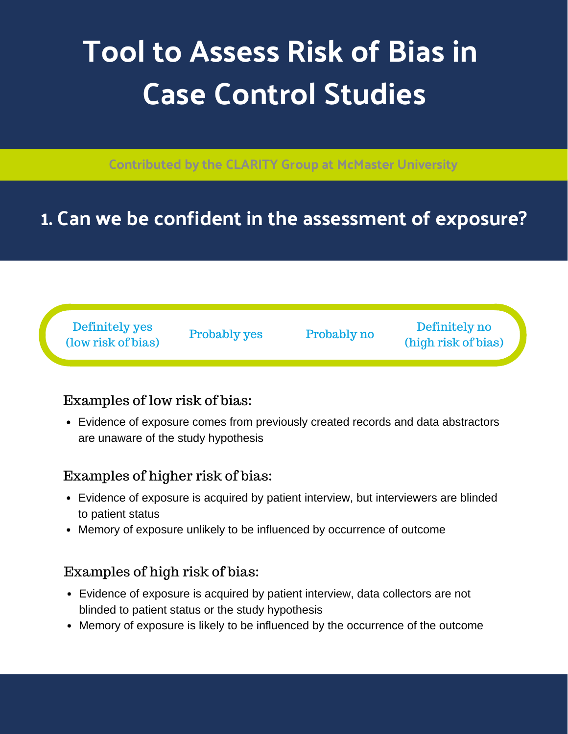# Tool to Assess Risk of Bias in Case Control Studies

Contributed by the CLARITY Group at McMaster University

## 1. Can we be confident in the assessment of exposure?

Definitely yes (low risk of bias) | Probably yes | Probably no | Definitely no (high risk of bias)

### Examples of low risk of bias:

- Evidence of exposure comes from previously created records and data abstractors are unaware of the study hypothesis

### Examples of higher risk of bias:

- Evidence of exposure is acquired by patient interview, but interviewers are blinded to patient status
- Memory of exposure unlikely to be influenced by occurrence of outcome

### Examples of high risk of bias:

- Evidence of exposure is acquired by patient interview, data collectors are not blinded to patient status or the study hypothesis
- Memory of exposure is likely to be influenced by the occurrence of the outcome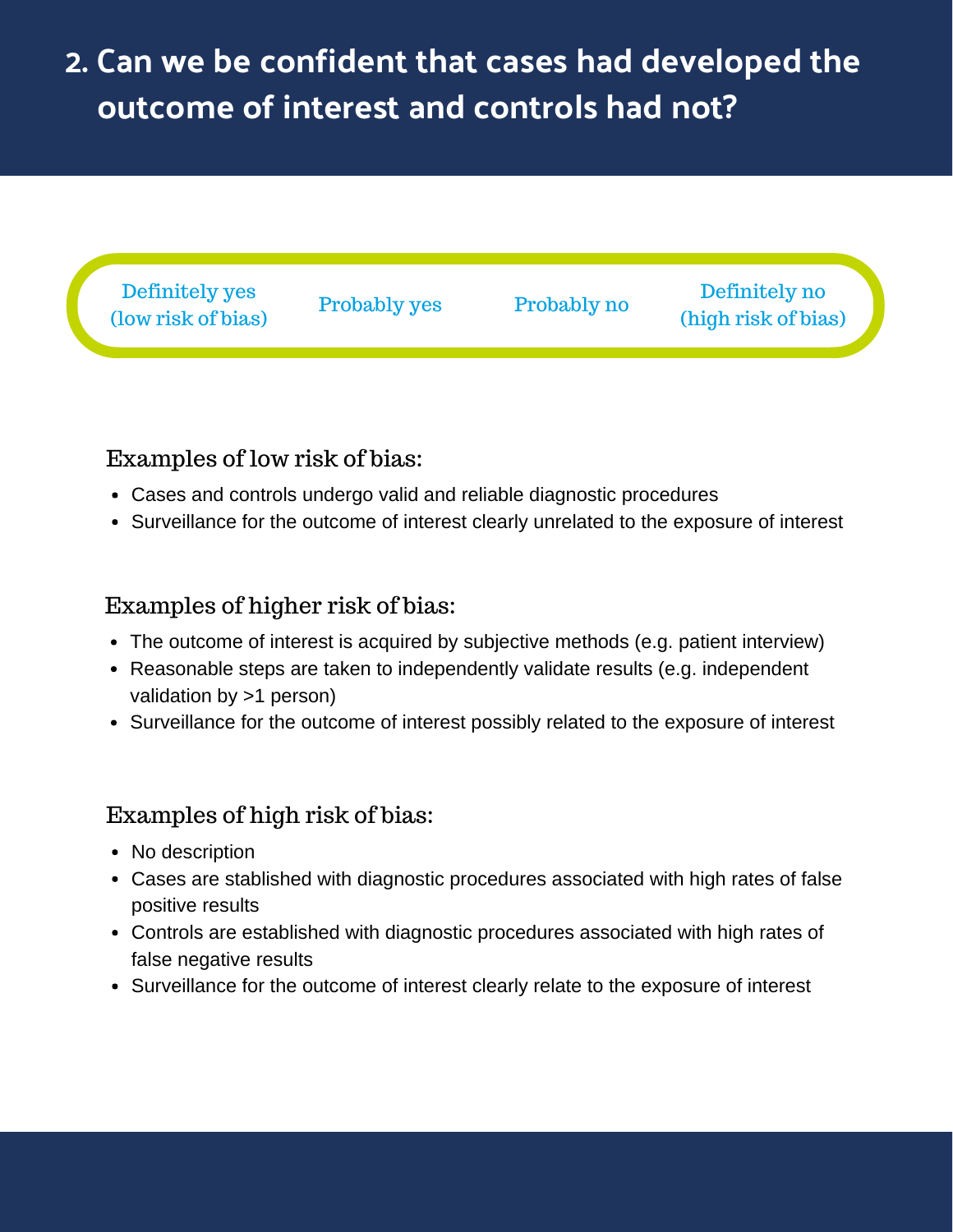## 2. Can we be confident that cases had developed the outcome of interest and controls had not?

| Definitely yes (low risk of bias) | Probably yes | Probably no | Definitely no (high risk of bias) |
|---|---|---|---|

### Examples of low risk of bias:

- Cases and controls undergo valid and reliable diagnostic procedures
- Surveillance for the outcome of interest clearly unrelated to the exposure of interest

### Examples of higher risk of bias:

- The outcome of interest is acquired by subjective methods (e.g. patient interview)
- Reasonable steps are taken to independently validate results (e.g. independent validation by >1 person)
- Surveillance for the outcome of interest possibly related to the exposure of interest

### Examples of high risk of bias:

- No description
- Cases are stablished with diagnostic procedures associated with high rates of false positive results
- Controls are established with diagnostic procedures associated with high rates of false negative results
- Surveillance for the outcome of interest clearly relate to the exposure of interest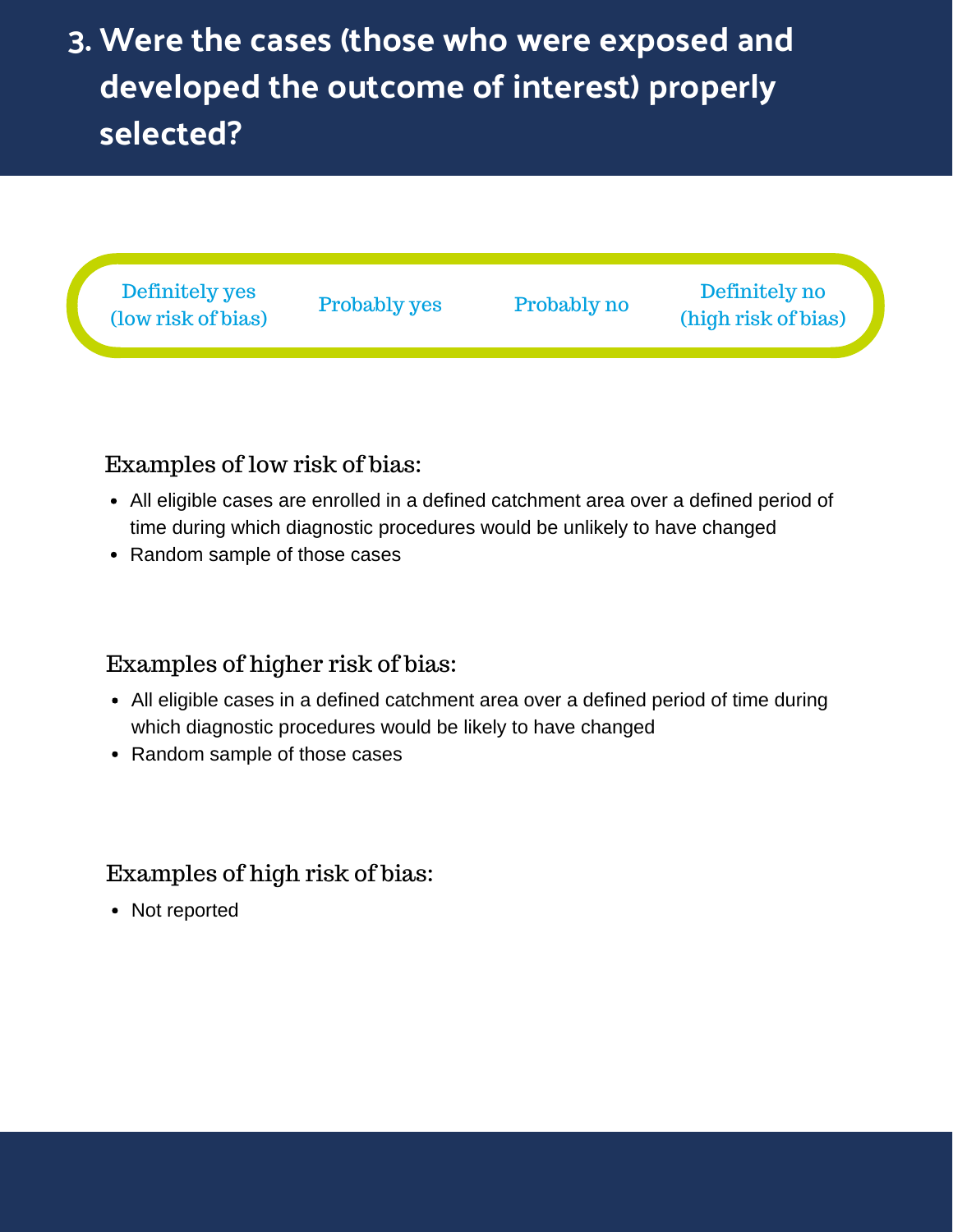# 3. Were the cases (those who were exposed and developed the outcome of interest) properly selected?

| Definitely yes (low risk of bias) | Probably yes | Probably no | Definitely no (high risk of bias) |
|---|---|---|---|

### Examples of low risk of bias:

- All eligible cases are enrolled in a defined catchment area over a defined period of time during which diagnostic procedures would be unlikely to have changed
- Random sample of those cases

### Examples of higher risk of bias:

- All eligible cases in a defined catchment area over a defined period of time during which diagnostic procedures would be likely to have changed
- Random sample of those cases

### Examples of high risk of bias:

- Not reported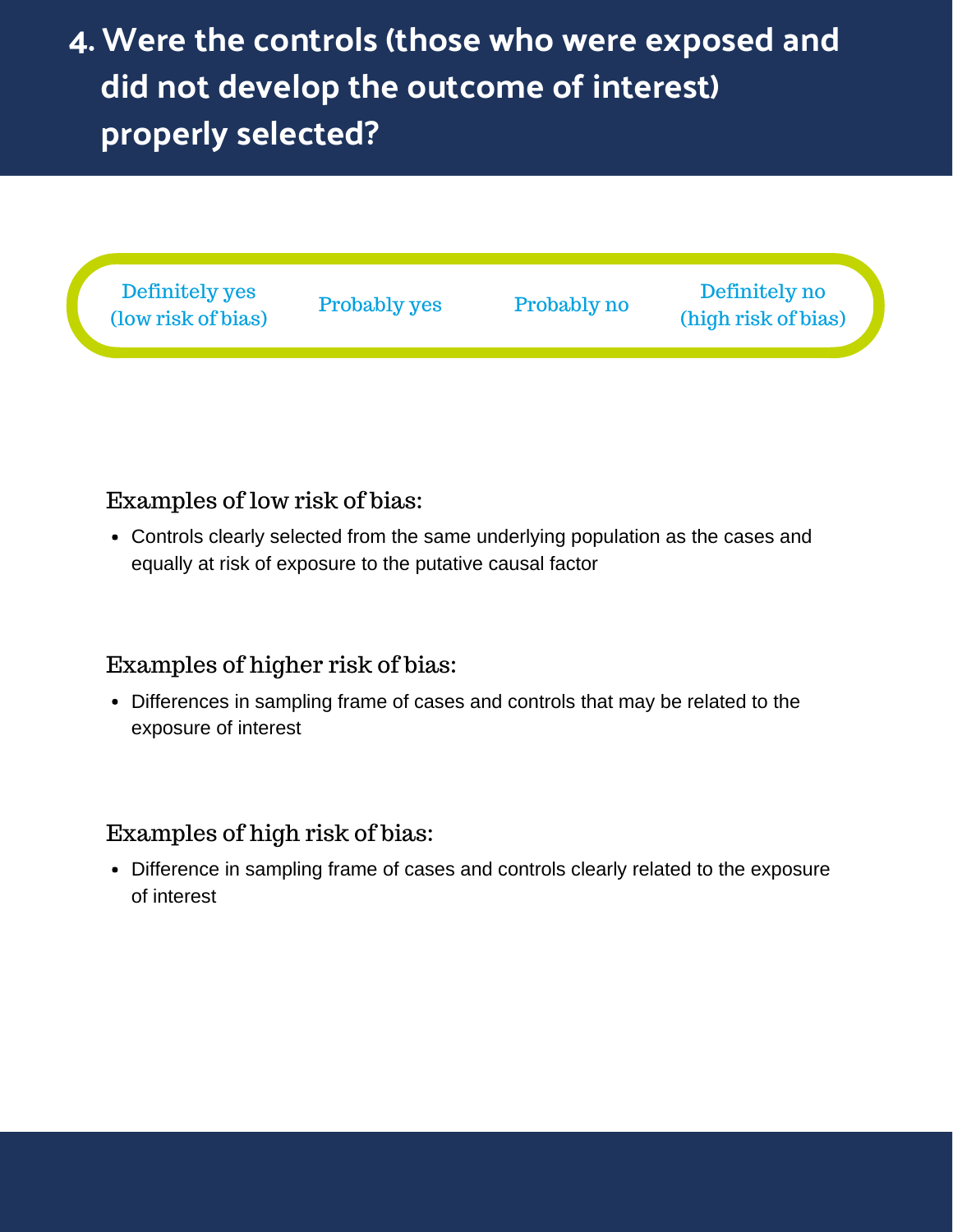# 4. Were the controls (those who were exposed and did not develop the outcome of interest) properly selected?

| Definitely yes (low risk of bias) | Probably yes | Probably no | Definitely no (high risk of bias) |
|---|---|---|---|

### Examples of low risk of bias:

- Controls clearly selected from the same underlying population as the cases and equally at risk of exposure to the putative causal factor

### Examples of higher risk of bias:

- Differences in sampling frame of cases and controls that may be related to the exposure of interest

### Examples of high risk of bias:

- Difference in sampling frame of cases and controls clearly related to the exposure of interest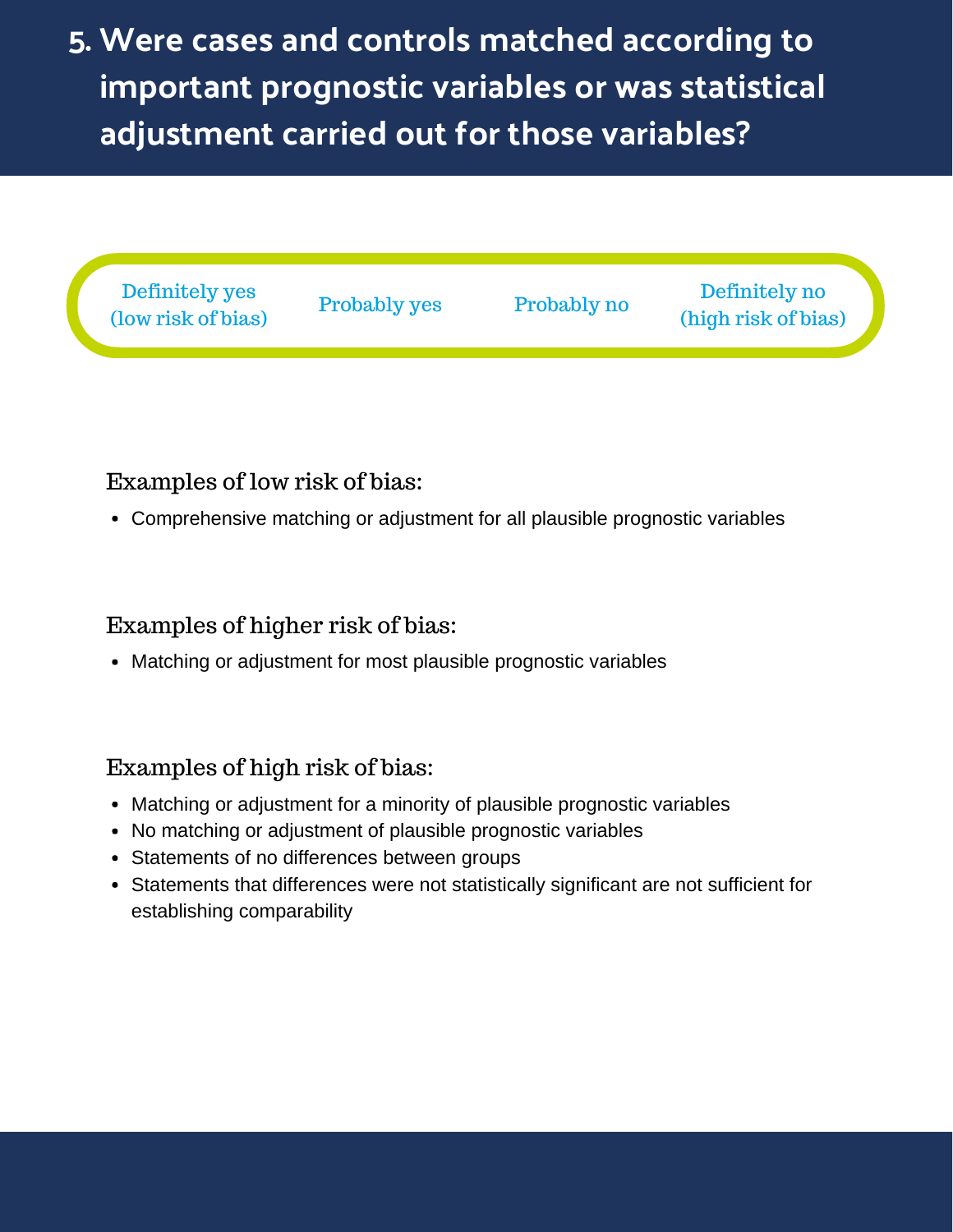# 5. Were cases and controls matched according to important prognostic variables or was statistical adjustment carried out for those variables?

Definitely yes (low risk of bias) | Probably yes | Probably no | Definitely no (high risk of bias)

### Examples of low risk of bias:

- Comprehensive matching or adjustment for all plausible prognostic variables

### Examples of higher risk of bias:

- Matching or adjustment for most plausible prognostic variables

### Examples of high risk of bias:

- Matching or adjustment for a minority of plausible prognostic variables
- No matching or adjustment of plausible prognostic variables
- Statements of no differences between groups
- Statements that differences were not statistically significant are not sufficient for establishing comparability